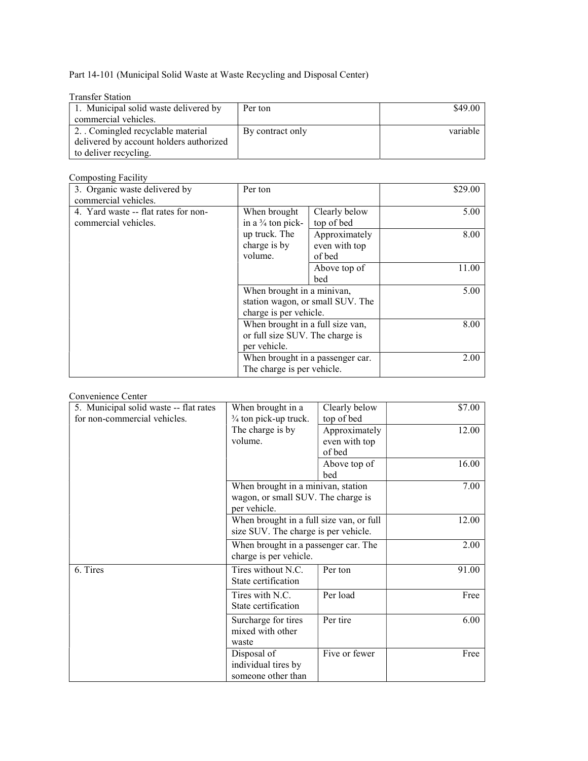Part 14-101 (Municipal Solid Waste at Waste Recycling and Disposal Center)

Transfer Station

| | | |
|---|---|---|
| 1. Municipal solid waste delivered by commercial vehicles. | Per ton | $49.00 |
| 2. . Comingled recyclable material delivered by account holders authorized to deliver recycling. | By contract only | variable |

Composting Facility

| | | | |
|---|---|---|---|
| 3. Organic waste delivered by commercial vehicles. | Per ton | | $29.00 |
| 4. Yard waste -- flat rates for non-commercial vehicles. | When brought in a ¾ ton pick-up truck. The charge is by volume. | Clearly below top of bed | 5.00 |
| | | Approximately even with top of bed | 8.00 |
| | | Above top of bed | 11.00 |
| | When brought in a minivan, station wagon, or small SUV. The charge is per vehicle. | | 5.00 |
| | When brought in a full size van, or full size SUV. The charge is per vehicle. | | 8.00 |
| | When brought in a passenger car. The charge is per vehicle. | | 2.00 |

Convenience Center

| | | | |
|---|---|---|---|
| 5. Municipal solid waste -- flat rates for non-commercial vehicles. | When brought in a ¾ ton pick-up truck. The charge is by volume. | Clearly below top of bed | $7.00 |
| | | Approximately even with top of bed | 12.00 |
| | | Above top of bed | 16.00 |
| | When brought in a minivan, station wagon, or small SUV. The charge is per vehicle. | | 7.00 |
| | When brought in a full size van, or full size SUV. The charge is per vehicle. | | 12.00 |
| | When brought in a passenger car. The charge is per vehicle. | | 2.00 |
| 6. Tires | Tires without N.C. State certification | Per ton | 91.00 |
| | Tires with N.C. State certification | Per load | Free |
| | Surcharge for tires mixed with other waste | Per tire | 6.00 |
| | Disposal of individual tires by someone other than | Five or fewer | Free |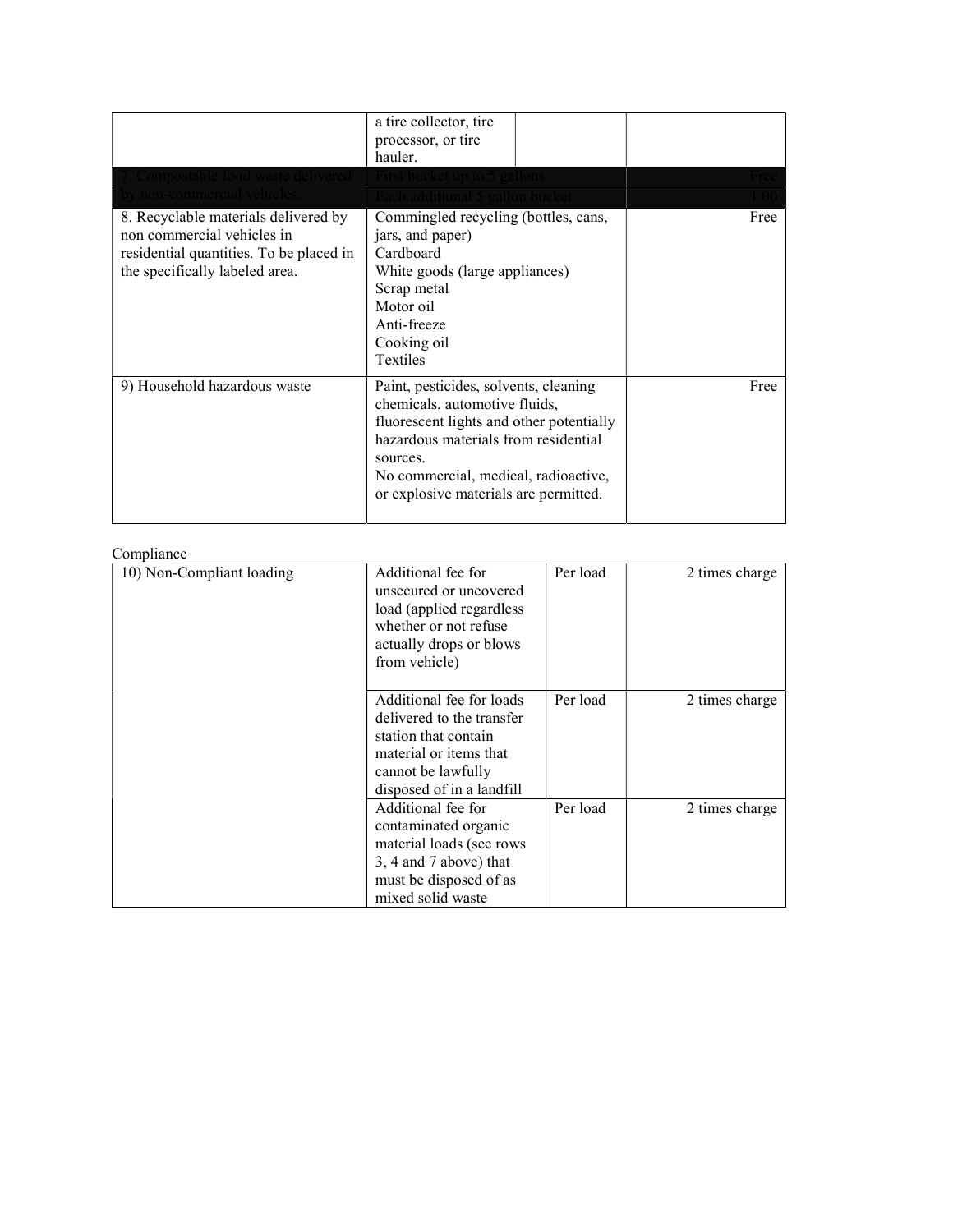| | | | |
|---|---|---|---|
| | a tire collector, tire processor, or tire hauler. | | |
| 7. Compostable food waste delivered by non-commercial vehicles. | First bucket up to 5 gallons | | Free |
| | Each additional 5 gallon bucket | | 1.00 |
| 8. Recyclable materials delivered by non commercial vehicles in residential quantities. To be placed in the specifically labeled area. | Commingled recycling (bottles, cans, jars, and paper)<br>Cardboard<br>White goods (large appliances)<br>Scrap metal<br>Motor oil<br>Anti-freeze<br>Cooking oil<br>Textiles | | Free |
| 9) Household hazardous waste | Paint, pesticides, solvents, cleaning chemicals, automotive fluids, fluorescent lights and other potentially hazardous materials from residential sources.<br>No commercial, medical, radioactive, or explosive materials are permitted. | | Free |

Compliance

| | | | |
|---|---|---|---|
| 10) Non-Compliant loading | Additional fee for unsecured or uncovered load (applied regardless whether or not refuse actually drops or blows from vehicle) | Per load | 2 times charge |
| | Additional fee for loads delivered to the transfer station that contain material or items that cannot be lawfully disposed of in a landfill | Per load | 2 times charge |
| | Additional fee for contaminated organic material loads (see rows 3, 4 and 7 above) that must be disposed of as mixed solid waste | Per load | 2 times charge |